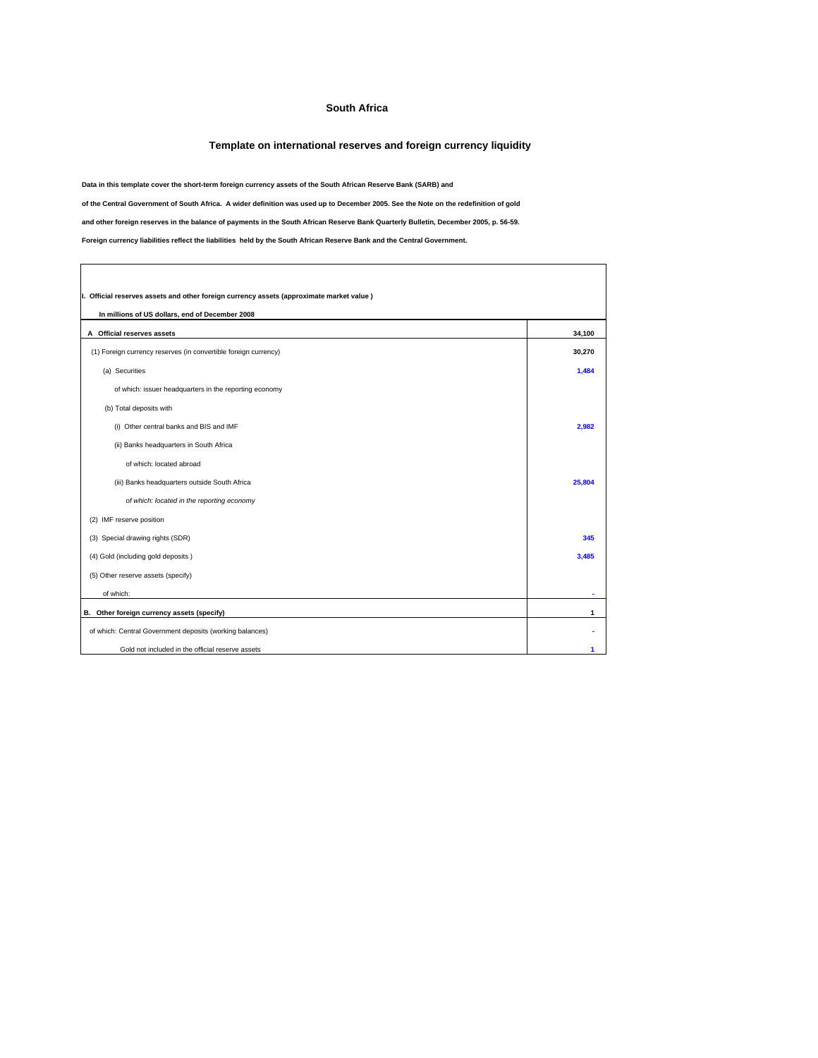# South Africa

## Template on international reserves and foreign currency liquidity

**Data in this template cover the short-term foreign currency assets of the South African Reserve Bank (SARB) and**

**of the Central Government of South Africa. A wider definition was used up to December 2005. See the Note on the redefinition of gold**

**and other foreign reserves in the balance of payments in the South African Reserve Bank Quarterly Bulletin, December 2005, p. 56-59.**

**Foreign currency liabilities reflect the liabilities held by the South African Reserve Bank and the Central Government.**

| **I. Official reserves assets and other foreign currency assets (approximate market value )** | |
|---|---|
| **In millions of US dollars, end of December 2008** | |
| **A Official reserves assets** | **34,100** |
| (1) Foreign currency reserves (in convertible foreign currency) | **30,270** |
| (a) Securities | **1,484** |
| of which: issuer headquarters in the reporting economy | |
| (b) Total deposits with | |
| (i) Other central banks and BIS and IMF | **2,982** |
| (ii) Banks headquarters in South Africa | |
| of which: located abroad | |
| (iii) Banks headquarters outside South Africa | **25,804** |
| *of which: located in the reporting economy* | |
| (2) IMF reserve position | |
| (3) Special drawing rights (SDR) | **345** |
| (4) Gold (including gold deposits ) | **3,485** |
| (5) Other reserve assets (specify) | |
| of which: | - |
| **B. Other foreign currency assets (specify)** | **1** |
| of which: Central Government deposits (working balances) | - |
| Gold not included in the official reserve assets | **1** |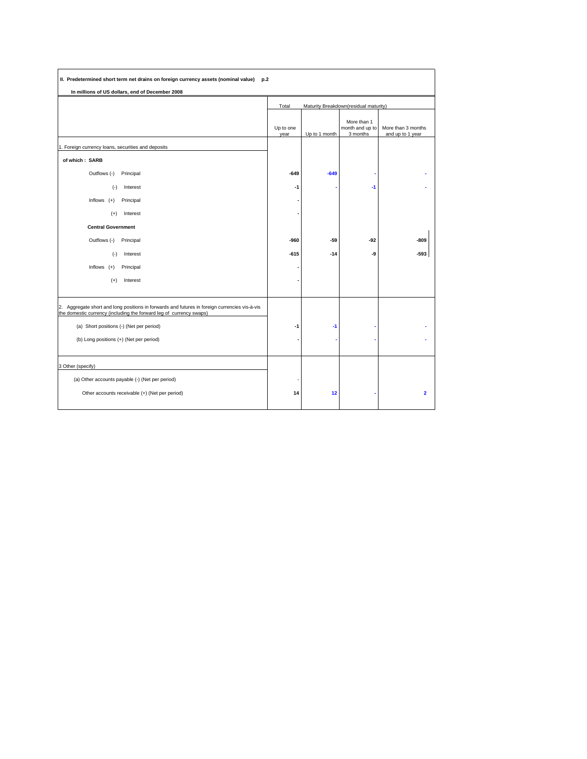**II. Predetermined short term net drains on foreign currency assets (nominal value) p.2**

**In millions of US dollars, end of December 2008**

| | Total | Maturity Breakdown(residual maturity) | | |
|---|---|---|---|---|
| | Up to one year | Up to 1 month | More than 1 month and up to 3 months | More than 3 months and up to 1 year |
| 1. Foreign currency loans, securities and deposits | | | | |
| **of which : SARB** | | | | |
| Outflows (-) Principal | **-649** | **-649** | **-** | **-** |
| (-) Interest | **-1** | **-** | **-1** | **-** |
| Inflows (+) Principal | **-** | | | |
| (+) Interest | **-** | | | |
| **Central Government** | | | | |
| Outflows (-) Principal | **-960** | **-59** | **-92** | **-809** |
| (-) Interest | **-615** | **-14** | **-9** | **-593** |
| Inflows (+) Principal | **-** | | | |
| (+) Interest | **-** | | | |
| 2. Aggregate short and long positions in forwards and futures in foreign currencies vis-à-vis the domestic currency (including the forward leg of currency swaps) | | | | |
| (a) Short positions (-) (Net per period) | **-1** | **-1** | **-** | **-** |
| (b) Long positions (+) (Net per period) | **-** | **-** | **-** | **-** |
| 3 Other (specify) | | | | |
| (a) Other accounts payable (-) (Net per period) | - | | | |
| Other accounts receivable (+) (Net per period) | **14** | **12** | **-** | **2** |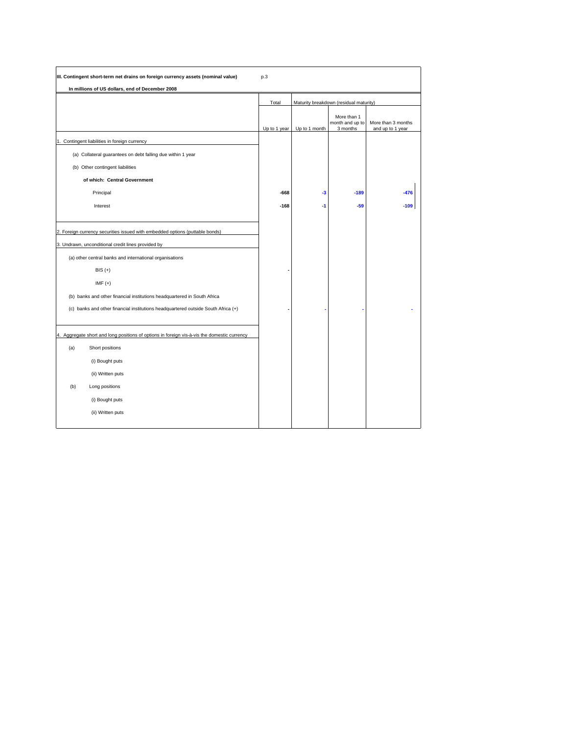**III. Contingent short-term net drains on foreign currency assets (nominal value)** p.3

**In millions of US dollars, end of December 2008**

| | Total | Maturity breakdown (residual maturity) | | |
|---|---|---|---|---|
| | Up to 1 year | Up to 1 month | More than 1 month and up to 3 months | More than 3 months and up to 1 year |
| 1. Contingent liabilities in foreign currency | | | | |
| (a) Collateral guarantees on debt falling due within 1 year | | | | |
| (b) Other contingent liabilities | | | | |
| **of which: Central Government** | | | | |
| Principal | -668 | -3 | -189 | -476 |
| Interest | -168 | -1 | -59 | -109 |
| 2. Foreign currency securities issued with embedded options (puttable bonds) | | | | |
| 3. Undrawn, unconditional credit lines provided by | | | | |
| (a) other central banks and international organisations | | | | |
| BIS (+) | - | | | |
| IMF (+) | | | | |
| (b) banks and other financial institutions headquartered in South Africa | | | | |
| (c) banks and other financial institutions headquartered outside South Africa (+) | - | - | - | - |
| 4. Aggregate short and long positions of options in foreign vis-à-vis the domestic currency | | | | |
| (a) Short positions | | | | |
| (i) Bought puts | | | | |
| (ii) Written puts | | | | |
| (b) Long positions | | | | |
| (i) Bought puts | | | | |
| (ii) Written puts | | | | |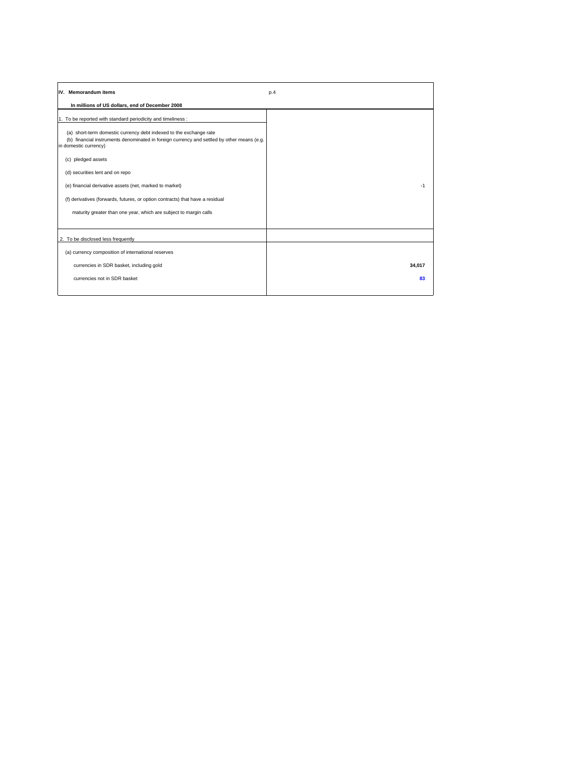| IV. Memorandum items | p.4 |
|---|---|
| **In millions of US dollars, end of December 2008** | |
| 1. To be reported with standard periodicity and timeliness : | |
| (a) short-term domestic currency debt indexed to the exchange rate | |
| (b) financial instruments denominated in foreign currency and settled by other means (e.g. in domestic currency) | |
| (c) pledged assets | |
| (d) securities lent and on repo | |
| (e) financial derivative assets (net, marked to market) | -1 |
| (f) derivatives (forwards, futures, or option contracts) that have a residual maturity greater than one year, which are subject to margin calls | |
| 2. To be disclosed less frequently | |
| (a) currency composition of international reserves | |
| currencies in SDR basket, including gold | **34,017** |
| currencies not in SDR basket | **83** |